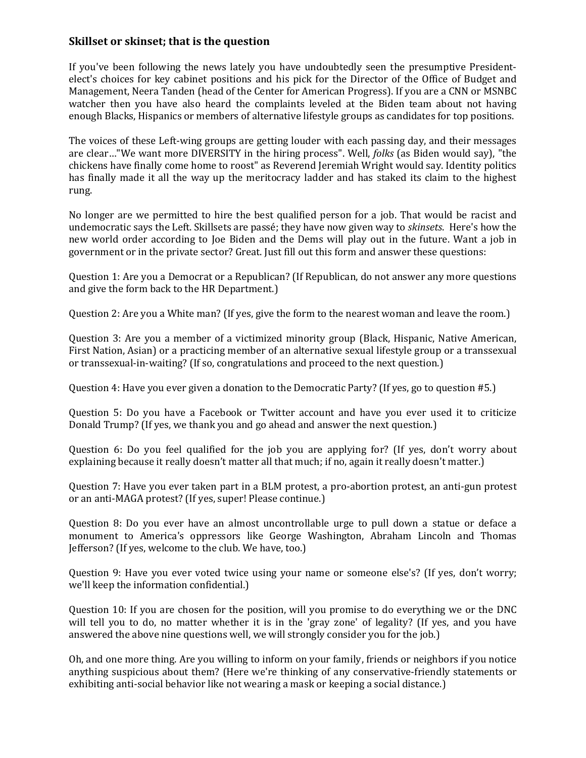### Skillset or skinset; that is the question

If you've been following the news lately you have undoubtedly seen the presumptive President-elect's choices for key cabinet positions and his pick for the Director of the Office of Budget and Management, Neera Tanden (head of the Center for American Progress). If you are a CNN or MSNBC watcher then you have also heard the complaints leveled at the Biden team about not having enough Blacks, Hispanics or members of alternative lifestyle groups as candidates for top positions.

The voices of these Left-wing groups are getting louder with each passing day, and their messages are clear…"We want more DIVERSITY in the hiring process". Well, *folks* (as Biden would say), "the chickens have finally come home to roost" as Reverend Jeremiah Wright would say. Identity politics has finally made it all the way up the meritocracy ladder and has staked its claim to the highest rung.

No longer are we permitted to hire the best qualified person for a job. That would be racist and undemocratic says the Left. Skillsets are passé; they have now given way to *skinsets*. Here's how the new world order according to Joe Biden and the Dems will play out in the future. Want a job in government or in the private sector? Great. Just fill out this form and answer these questions:

Question 1: Are you a Democrat or a Republican? (If Republican, do not answer any more questions and give the form back to the HR Department.)

Question 2: Are you a White man? (If yes, give the form to the nearest woman and leave the room.)

Question 3: Are you a member of a victimized minority group (Black, Hispanic, Native American, First Nation, Asian) or a practicing member of an alternative sexual lifestyle group or a transsexual or transsexual-in-waiting? (If so, congratulations and proceed to the next question.)

Question 4: Have you ever given a donation to the Democratic Party? (If yes, go to question #5.)

Question 5: Do you have a Facebook or Twitter account and have you ever used it to criticize Donald Trump? (If yes, we thank you and go ahead and answer the next question.)

Question 6: Do you feel qualified for the job you are applying for? (If yes, don't worry about explaining because it really doesn't matter all that much; if no, again it really doesn't matter.)

Question 7: Have you ever taken part in a BLM protest, a pro-abortion protest, an anti-gun protest or an anti-MAGA protest? (If yes, super! Please continue.)

Question 8: Do you ever have an almost uncontrollable urge to pull down a statue or deface a monument to America's oppressors like George Washington, Abraham Lincoln and Thomas Jefferson? (If yes, welcome to the club. We have, too.)

Question 9: Have you ever voted twice using your name or someone else's? (If yes, don't worry; we'll keep the information confidential.)

Question 10: If you are chosen for the position, will you promise to do everything we or the DNC will tell you to do, no matter whether it is in the 'gray zone' of legality? (If yes, and you have answered the above nine questions well, we will strongly consider you for the job.)

Oh, and one more thing. Are you willing to inform on your family, friends or neighbors if you notice anything suspicious about them? (Here we're thinking of any conservative-friendly statements or exhibiting anti-social behavior like not wearing a mask or keeping a social distance.)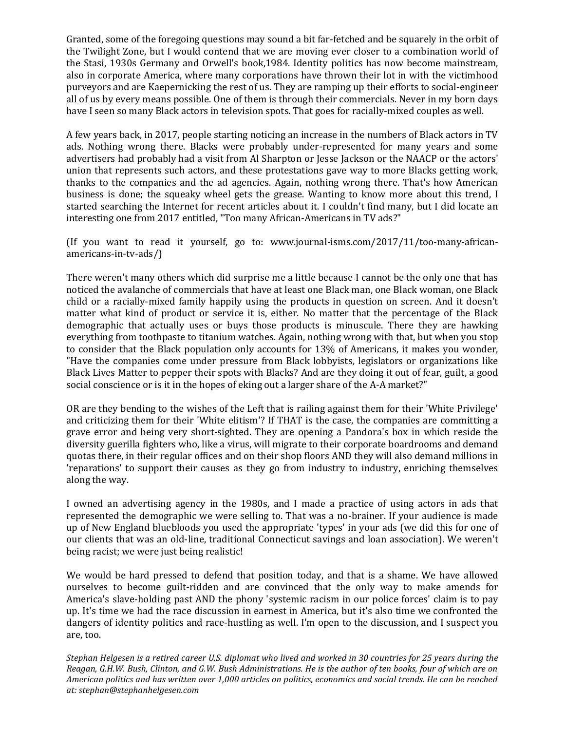Granted, some of the foregoing questions may sound a bit far-fetched and be squarely in the orbit of the Twilight Zone, but I would contend that we are moving ever closer to a combination world of the Stasi, 1930s Germany and Orwell's book,1984. Identity politics has now become mainstream, also in corporate America, where many corporations have thrown their lot in with the victimhood purveyors and are Kaepernicking the rest of us. They are ramping up their efforts to social-engineer all of us by every means possible. One of them is through their commercials. Never in my born days have I seen so many Black actors in television spots. That goes for racially-mixed couples as well.

A few years back, in 2017, people starting noticing an increase in the numbers of Black actors in TV ads. Nothing wrong there. Blacks were probably under-represented for many years and some advertisers had probably had a visit from Al Sharpton or Jesse Jackson or the NAACP or the actors' union that represents such actors, and these protestations gave way to more Blacks getting work, thanks to the companies and the ad agencies. Again, nothing wrong there. That's how American business is done; the squeaky wheel gets the grease. Wanting to know more about this trend, I started searching the Internet for recent articles about it. I couldn't find many, but I did locate an interesting one from 2017 entitled, "Too many African-Americans in TV ads?"

(If you want to read it yourself, go to: www.journal-isms.com/2017/11/too-many-african-americans-in-tv-ads/)

There weren't many others which did surprise me a little because I cannot be the only one that has noticed the avalanche of commercials that have at least one Black man, one Black woman, one Black child or a racially-mixed family happily using the products in question on screen. And it doesn't matter what kind of product or service it is, either. No matter that the percentage of the Black demographic that actually uses or buys those products is minuscule. There they are hawking everything from toothpaste to titanium watches. Again, nothing wrong with that, but when you stop to consider that the Black population only accounts for 13% of Americans, it makes you wonder, "Have the companies come under pressure from Black lobbyists, legislators or organizations like Black Lives Matter to pepper their spots with Blacks? And are they doing it out of fear, guilt, a good social conscience or is it in the hopes of eking out a larger share of the A-A market?"

OR are they bending to the wishes of the Left that is railing against them for their 'White Privilege' and criticizing them for their 'White elitism'? If THAT is the case, the companies are committing a grave error and being very short-sighted. They are opening a Pandora's box in which reside the diversity guerilla fighters who, like a virus, will migrate to their corporate boardrooms and demand quotas there, in their regular offices and on their shop floors AND they will also demand millions in 'reparations' to support their causes as they go from industry to industry, enriching themselves along the way.

I owned an advertising agency in the 1980s, and I made a practice of using actors in ads that represented the demographic we were selling to. That was a no-brainer. If your audience is made up of New England bluebloods you used the appropriate 'types' in your ads (we did this for one of our clients that was an old-line, traditional Connecticut savings and loan association). We weren't being racist; we were just being realistic!

We would be hard pressed to defend that position today, and that is a shame. We have allowed ourselves to become guilt-ridden and are convinced that the only way to make amends for America's slave-holding past AND the phony 'systemic racism in our police forces' claim is to pay up. It's time we had the race discussion in earnest in America, but it's also time we confronted the dangers of identity politics and race-hustling as well. I'm open to the discussion, and I suspect you are, too.

*Stephan Helgesen is a retired career U.S. diplomat who lived and worked in 30 countries for 25 years during the Reagan, G.H.W. Bush, Clinton, and G.W. Bush Administrations. He is the author of ten books, four of which are on American politics and has written over 1,000 articles on politics, economics and social trends. He can be reached at: stephan@stephanhelgesen.com*